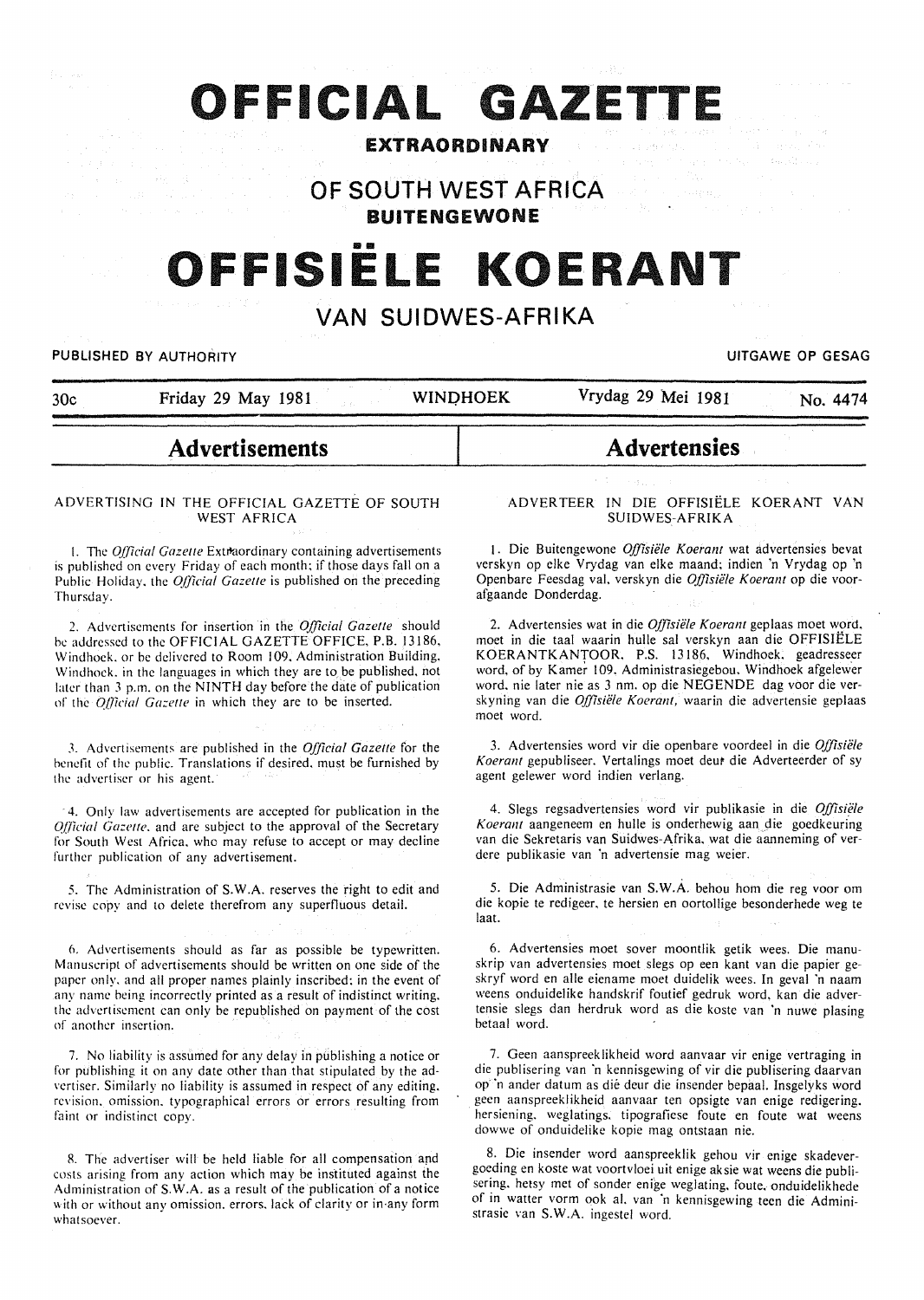# OFFICIAL GAZETTE

## EXTRAORDINARY

## OF SOUTH WEST AFRICA

## BUITENGEWONE

# OFFISIËLE KOERANT

## VAN SUIDWES-AFRIKA

PUBLISHED BY AUTHORITY — UITGAWE OP GESAG

| 30c | Friday 29 May 1981 | WINDHOEK | Vrydag 29 Mei 1981 | No. 4474 |
|---|---|---|---|---|

## Advertisements

### ADVERTISING IN THE OFFICIAL GAZETTE OF SOUTH WEST AFRICA

1. The *Official Gazette* Extraordinary containing advertisements is published on every Friday of each month; if those days fall on a Public Holiday, the *Official Gazette* is published on the preceding Thursday.

2. Advertisements for insertion in the *Official Gazette* should be addressed to the OFFICIAL GAZETTE OFFICE, P.B. 13186, Windhoek, or be delivered to Room 109, Administration Building, Windhoek, in the languages in which they are to be published, not later than 3 p.m. on the NINTH day before the date of publication of the *Official Gazette* in which they are to be inserted.

3. Advertisements are published in the *Official Gazette* for the benefit of the public. Translations if desired, must be furnished by the advertiser or his agent.

4. Only law advertisements are accepted for publication in the *Official Gazette*, and are subject to the approval of the Secretary for South West Africa, who may refuse to accept or may decline further publication of any advertisement.

5. The Administration of S.W.A. reserves the right to edit and revise copy and to delete therefrom any superfluous detail.

6. Advertisements should as far as possible be typewritten. Manuscript of advertisements should be written on one side of the paper only, and all proper names plainly inscribed; in the event of any name being incorrectly printed as a result of indistinct writing, the advertisement can only be republished on payment of the cost of another insertion.

7. No liability is assumed for any delay in publishing a notice or for publishing it on any date other than that stipulated by the advertiser. Similarly no liability is assumed in respect of any editing, revision, omission, typographical errors or errors resulting from faint or indistinct copy.

8. The advertiser will be held liable for all compensation and costs arising from any action which may be instituted against the Administration of S.W.A. as a result of the publication of a notice with or without any omission, errors, lack of clarity or in any form whatsoever.

## Advertensies

### ADVERTEER IN DIE OFFISIËLE KOERANT VAN SUIDWES-AFRIKA

1. Die Buitengewone *Offisiële Koerant* wat advertensies bevat verskyn op elke Vrydag van elke maand; indien 'n Vrydag op 'n Openbare Feesdag val, verskyn die *Offisiële Koerant* op die voorafgaande Donderdag.

2. Advertensies wat in die *Offisiële Koerant* geplaas moet word, moet in die taal waarin hulle sal verskyn aan die OFFISIËLE KOERANTKANTOOR, P.S. 13186, Windhoek, geadresseer word, of by Kamer 109, Administrasiegebou, Windhoek afgelewer word, nie later nie as 3 nm. op die NEGENDE dag voor die verskyning van die *Offisiële Koerant*, waarin die advertensie geplaas moet word.

3. Advertensies word vir die openbare voordeel in die *Offisiële Koerant* gepubliseer. Vertalings moet deur die Adverteerder of sy agent gelewer word indien verlang.

4. Slegs regsadvertensies word vir publikasie in die *Offisiële Koerant* aangeneem en hulle is onderhewig aan die goedkeuring van die Sekretaris van Suidwes-Afrika, wat die aanneming of verdere publikasie van 'n advertensie mag weier.

5. Die Administrasie van S.W.A. behou hom die reg voor om die kopie te redigeer, te hersien en oortollige besonderhede weg te laat.

6. Advertensies moet sover moontlik getik wees. Die manuskrip van advertensies moet slegs op een kant van die papier geskryf word en alle eiename moet duidelik wees. In geval 'n naam weens onduidelike handskrif foutief gedruk word, kan die advertensie slegs dan herdruk word as die koste van 'n nuwe plasing betaal word.

7. Geen aanspreeklikheid word aanvaar vir enige vertraging in die publisering van 'n kennisgewing of vir die publisering daarvan op 'n ander datum as dié deur die insender bepaal. Insgelyks word geen aanspreeklikheid aanvaar ten opsigte van enige redigering, hersiening, weglatings, tipografiese foute en foute wat weens dowwe of onduidelike kopie mag ontstaan nie.

8. Die insender word aanspreeklik gehou vir enige skadevergoeding en koste wat voortvloei uit enige aksie wat weens die publisering, hetsy met of sonder enige weglating, foute, onduidelikhede of in watter vorm ook al, van 'n kennisgewing teen die Administrasie van S.W.A. ingestel word.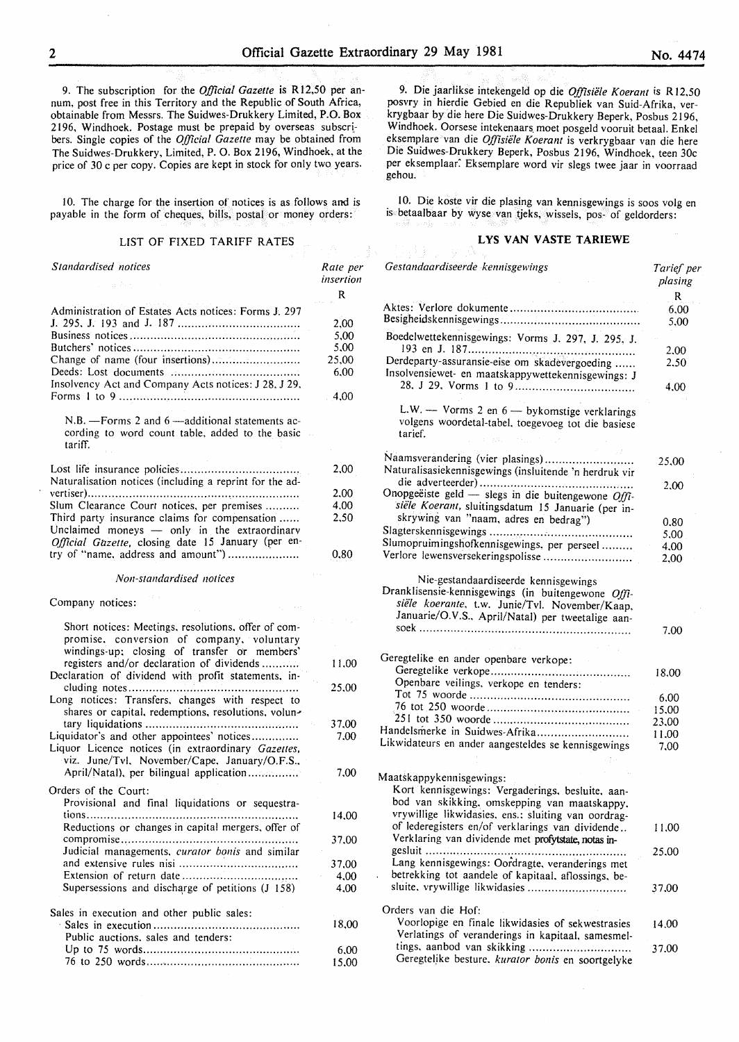9. The subscription for the *Official Gazette* is R12,50 per annum, post free in this Territory and the Republic of South Africa, obtainable from Messrs. The Suidwes-Drukkery Limited, P.O. Box 2196, Windhoek. Postage must be prepaid by overseas subscribers. Single copies of the *Official Gazette* may be obtained from The Suidwes-Drukkery, Limited, P. O. Box 2196, Windhoek, at the price of 30 c per copy. Copies are kept in stock for only two years.

10. The charge for the insertion of notices is as follows and is payable in the form of cheques, bills, postal or money orders:

## LIST OF FIXED TARIFF RATES

| *Standardised notices* | Rate per insertion R |
|---|---|
| Administration of Estates Acts notices: Forms J. 297 J. 295, J. 193 and J. 187 | 2,00 |
| Business notices | 5,00 |
| Butchers' notices | 5,00 |
| Change of name (four insertions) | 25,00 |
| Deeds: Lost documents | 6,00 |
| Insolvency Act and Company Acts notices: J 28, J 29, Forms 1 to 9 | 4,00 |
| N.B. —Forms 2 and 6 —additional statements according to word count table, added to the basic tariff. | |
| Lost life insurance policies | 2,00 |
| Naturalisation notices (including a reprint for the advertiser) | 2,00 |
| Slum Clearance Court notices, per premises | 4,00 |
| Third party insurance claims for compensation | 2,50 |
| Unclaimed moneys — only in the extraordinary *Official Gazette*, closing date 15 January (per entry of "name, address and amount") | 0,80 |
| *Non-standardised notices* | |
| Company notices: | |
| Short notices: Meetings, resolutions, offer of compromise, conversion of company, voluntary windings-up; closing of transfer or members' registers and/or declaration of dividends | 11,00 |
| Declaration of dividend with profit statements, including notes | 25,00 |
| Long notices: Transfers, changes with respect to shares or capital, redemptions, resolutions, voluntary liquidations | 37,00 |
| Liquidator's and other appointees' notices | 7,00 |
| Liquor Licence notices (in extraordinary *Gazettes*, viz. June/Tvl, November/Cape, January/O.F.S., April/Natal), per bilingual application | 7,00 |
| Orders of the Court: | |
| Provisional and final liquidations or sequestrations | 14,00 |
| Reductions or changes in capital mergers, offer of compromise | 37,00 |
| Judicial managements, *curator bonis* and similar and extensive rules nisi | 37,00 |
| Extension of return date | 4,00 |
| Supersessions and discharge of petitions (J 158) | 4,00 |
| Sales in execution and other public sales: | |
| Sales in execution | 18,00 |
| Public auctions, sales and tenders: | |
| Up to 75 words | 6,00 |
| 76 to 250 words | 15,00 |

9. Die jaarlikse intekengeld op die *Offisiële Koerant* is R12,50 posvry in hierdie Gebied en die Republiek van Suid-Afrika, verkrygbaar by die here Die Suidwes-Drukkery Beperk, Posbus 2196, Windhoek. Oorsese intekenaars moet posgeld vooruit betaal. Enkel eksemplare van die *Offisiële Koerant* is verkrygbaar van die here Die Suidwes-Drukkery Beperk, Posbus 2196, Windhoek, teen 30c per eksemplaar. Eksemplare word vir slegs twee jaar in voorraad gehou.

10. Die koste vir die plasing van kennisgewings is soos volg en is betaalbaar by wyse van tjeks, wissels, pos- of geldorders:

## LYS VAN VASTE TARIEWE

| *Gestandaardiseerde kennisgewings* | Tarief per plasing R |
|---|---|
| Aktes: Verlore dokumente | 6,00 |
| Besigheidskennisgewings | 5,00 |
| Boedelwettekennisgewings: Vorms J. 297, J. 295, J. 193 en J. 187 | 2,00 |
| Derdeparty-assuransie-eise om skadevergoeding | 2,50 |
| Insolvensiewet- en maatskappywettekennisgewings: J 28, J 29, Vorms 1 to 9 | 4,00 |
| L.W. — Vorms 2 en 6 — bykomstige verklarings volgens woordetal-tabel, toegevoeg tot die basiese tarief. | |
| Naamsverandering (vier plasings) | 25,00 |
| Naturalisasiekennisgewings (insluitende 'n herdruk vir die adverteerder) | 2,00 |
| Onopgeëiste geld — slegs in die buitengewone *Offisiële Koerant*, sluitingsdatum 15 Januarie (per inskrywing van "naam, adres en bedrag") | 0,80 |
| Slagterskennisgewings | 5,00 |
| Slumopruimingshofkennisgewings, per perseel | 4,00 |
| Verlore lewensversekeringspolisse | 2,00 |
| Nie-gestandaardiseerde kennisgewings | |
| Dranklisensie-kennisgewings (in buitengewone *Offisiële koerante*, t.w. Junie/Tvl. November/Kaap, Januarie/O.V.S., April/Natal) per tweetalige aansoek | 7,00 |
| Geregtelike en ander openbare verkope: | |
| Geregtelike verkope | 18,00 |
| Openbare veilings, verkope en tenders: | |
| Tot 75 woorde | 6,00 |
| 76 tot 250 woorde | 15,00 |
| 251 tot 350 woorde | 23,00 |
| Handelsmerke in Suidwes-Afrika | 11,00 |
| Likwidateurs en ander aangesteldes se kennisgewings | 7,00 |
| Maatskappykennisgewings: | |
| Kort kennisgewings: Vergaderings, besluite, aanbod van skikking, omskepping van maatskappy, vrywillige likwidasies, ens.: sluiting van oordrag- of lederegisters en/of verklarings van dividende | 11,00 |
| Verklaring van dividende met profytstate, notas ingesluit | 25,00 |
| Lang kennisgewings: Oordragte, veranderings met betrekking tot aandele of kapitaal, aflossings, besluite, vrywillige likwidasies | 37,00 |
| Orders van die Hof: | |
| Voorlopige en finale likwidasies of sekwestrasies | 14,00 |
| Verlatings of veranderings in kapitaal, samesmeltings, aanbod van skikking | 37,00 |
| Geregtelike besture, *kurator bonis* en soortgelyke | |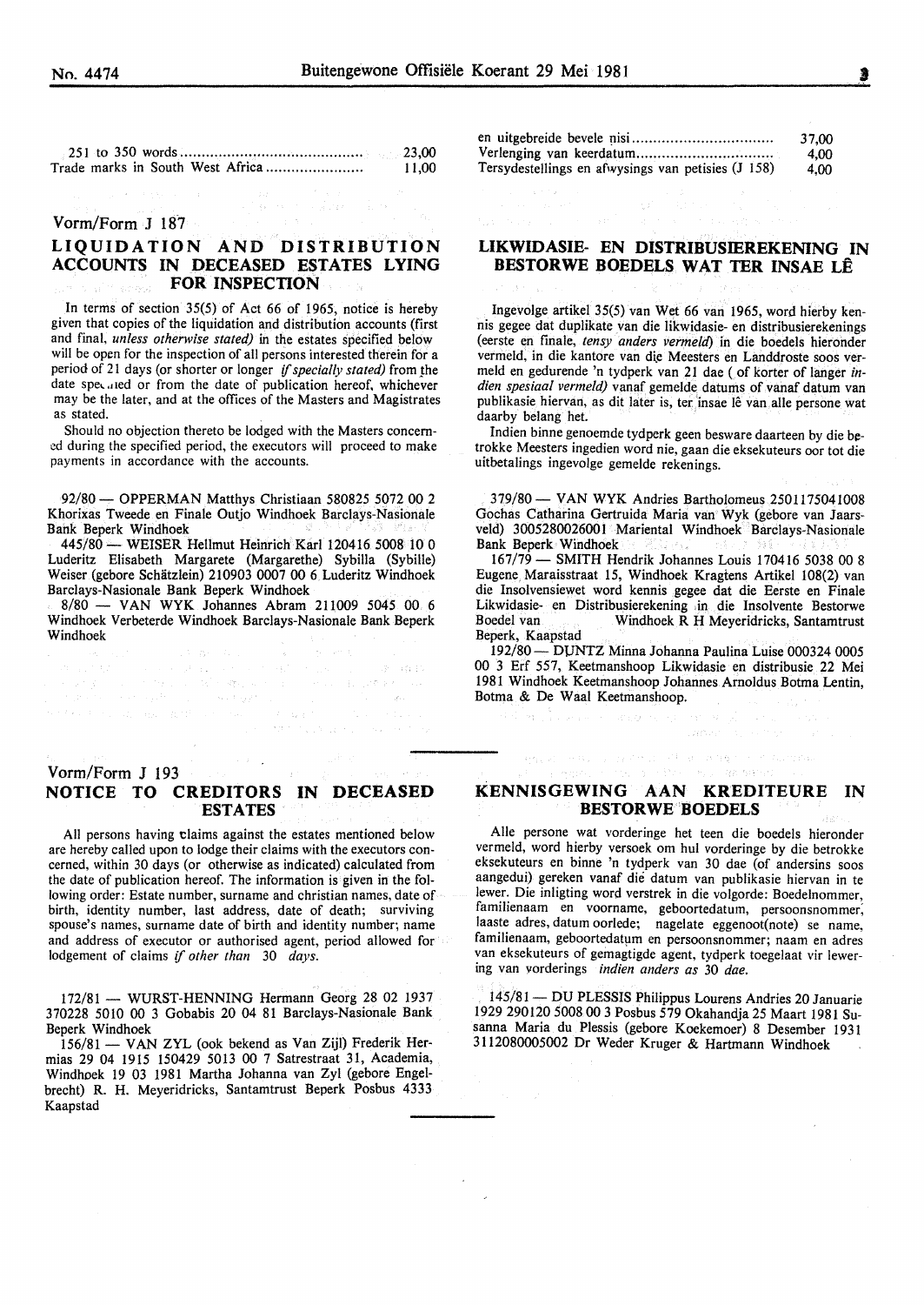| | |
|---|---|
| 251 to 350 words | 23,00 |
| Trade marks in South West Africa | 11,00 |

| | |
|---|---|
| en uitgebreide bevele nisi | 37,00 |
| Verlenging van keerdatum | 4,00 |
| Tersydestellings en afwysings van petisies (J 158) | 4,00 |

Vorm/Form J 187

## LIQUIDATION AND DISTRIBUTION ACCOUNTS IN DECEASED ESTATES LYING FOR INSPECTION

In terms of section 35(5) of Act 66 of 1965, notice is hereby given that copies of the liquidation and distribution accounts (first and final, *unless otherwise stated)* in the estates specified below will be open for the inspection of all persons interested therein for a period of 21 days (or shorter or longer *if specially stated)* from the date specified or from the date of publication hereof, whichever may be the later, and at the offices of the Masters and Magistrates as stated.

Should no objection thereto be lodged with the Masters concerned during the specified period, the executors will proceed to make payments in accordance with the accounts.

92/80 — OPPERMAN Matthys Christiaan 580825 5072 00 2 Khorixas Tweede en Finale Outjo Windhoek Barclays-Nasionale Bank Beperk Windhoek

445/80 — WEISER Hellmut Heinrich Karl 120416 5008 10 0 Luderitz Elisabeth Margarete (Margarethe) Sybilla (Sybille) Weiser (gebore Schätzlein) 210903 0007 00 6 Luderitz Windhoek Barclays-Nasionale Bank Beperk Windhoek

8/80 — VAN WYK Johannes Abram 211009 5045 00 6 Windhoek Verbeterde Windhoek Barclays-Nasionale Bank Beperk Windhoek

## LIKWIDASIE- EN DISTRIBUSIEREKENING IN BESTORWE BOEDELS WAT TER INSAE LÊ

Ingevolge artikel 35(5) van Wet 66 van 1965, word hierby kennis gegee dat duplikate van die likwidasie- en distribusierekenings (eerste en finale, *tensy anders vermeld)* in die boedels hieronder vermeld, in die kantore van die Meesters en Landdroste soos vermeld en gedurende 'n tydperk van 21 dae ( of korter of langer *indien spesiaal vermeld)* vanaf gemelde datums of vanaf datum van publikasie hiervan, as dit later is, ter insae lê van alle persone wat daarby belang het.

Indien binne genoemde tydperk geen besware daarteen by die betrokke Meesters ingedien word nie, gaan die eksekuteurs oor tot die uitbetalings ingevolge gemelde rekenings.

379/80 — VAN WYK Andries Bartholomeus 2501175041008 Gochas Catharina Gertruida Maria van Wyk (gebore van Jaarsveld) 3005280026001 Mariental Windhoek Barclays-Nasionale Bank Beperk Windhoek

167/79 — SMITH Hendrik Johannes Louis 170416 5038 00 8 Eugene Maraisstraat 15, Windhoek Kragtens Artikel 108(2) van die Insolvensiewet word kennis gegee dat die Eerste en Finale Likwidasie- en Distribusierekening in die Insolvente Bestorwe Boedel van Windhoek R H Meyeridricks, Santamtrust Beperk, Kaapstad

192/80 — DUNTZ Minna Johanna Paulina Luise 000324 0005 00 3 Erf 557, Keetmanshoop Likwidasie en distribusie 22 Mei 1981 Windhoek Keetmanshoop Johannes Arnoldus Botma Lentin, Botma & De Waal Keetmanshoop.

Vorm/Form J 193

## NOTICE TO CREDITORS IN DECEASED ESTATES

All persons having claims against the estates mentioned below are hereby called upon to lodge their claims with the executors concerned, within 30 days (or otherwise as indicated) calculated from the date of publication hereof. The information is given in the following order: Estate number, surname and christian names, date of birth, identity number, last address, date of death; surviving spouse's names, surname date of birth and identity number; name and address of executor or authorised agent, period allowed for lodgement of claims *if other than 30 days.*

172/81 — WURST-HENNING Hermann Georg 28 02 1937 370228 5010 00 3 Gobabis 20 04 81 Barclays-Nasionale Bank Beperk Windhoek

156/81 — VAN ZYL (ook bekend as Van Zijl) Frederik Hermias 29 04 1915 150429 5013 00 7 Satrestraat 31, Academia, Windhoek 19 03 1981 Martha Johanna van Zyl (gebore Engelbrecht) R. H. Meyeridricks, Santamtrust Beperk Posbus 4333 Kaapstad

## KENNISGEWING AAN KREDITEURE IN BESTORWE BOEDELS

Alle persone wat vorderinge het teen die boedels hieronder vermeld, word hierby versoek om hul vorderinge by die betrokke eksekuteurs en binne 'n tydperk van 30 dae (of andersins soos aangedui) gereken vanaf die datum van publikasie hiervan in te lewer. Die inligting word verstrek in die volgorde: Boedelnommer, familienaam en voorname, geboortedatum, persoonsnommer, laaste adres, datum oorlede; nagelate eggenoot(note) se name, familienaam, geboortedatum en persoonsnommer; naam en adres van eksekuteurs of gemagtigde agent, tydperk toegelaat vir lewering van vorderings *indien anders as 30 dae.*

145/81 — DU PLESSIS Philippus Lourens Andries 20 Januarie 1929 290120 5008 00 3 Posbus 579 Okahandja 25 Maart 1981 Susanna Maria du Plessis (gebore Koekemoer) 8 Desember 1931 3112080005002 Dr Weder Kruger & Hartmann Windhoek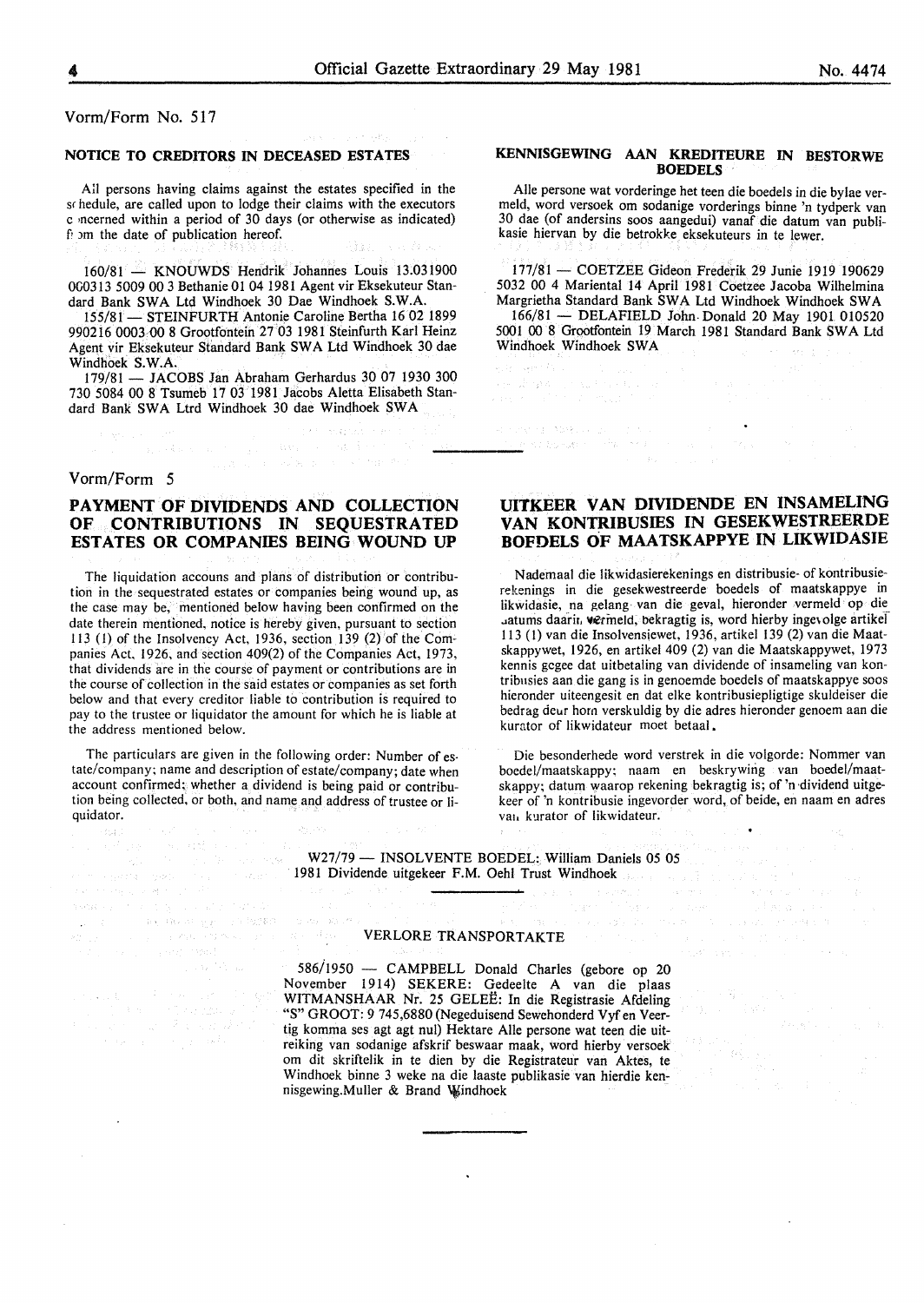Vorm/Form No. 517

## NOTICE TO CREDITORS IN DECEASED ESTATES

All persons having claims against the estates specified in the schedule, are called upon to lodge their claims with the executors concerned within a period of 30 days (or otherwise as indicated) from the date of publication hereof.

160/81 — KNOUWDS Hendrik Johannes Louis 13.031900 000313 5009 00 3 Bethanie 01 04 1981 Agent vir Eksekuteur Standard Bank SWA Ltd Windhoek 30 Dae Windhoek S.W.A.

155/81 — STEINFURTH Antonie Caroline Bertha 16 02 1899 990216 0003 00 8 Grootfontein 27 03 1981 Steinfurth Karl Heinz Agent vir Eksekuteur Standard Bank SWA Ltd Windhoek 30 dae Windhoek S.W.A.

179/81 — JACOBS Jan Abraham Gerhardus 30 07 1930 300 730 5084 00 8 Tsumeb 17 03 1981 Jacobs Aletta Elisabeth Standard Bank SWA Ltrd Windhoek 30 dae Windhoek SWA

## KENNISGEWING AAN KREDITEURE IN BESTORWE BOEDELS

Alle persone wat vorderinge het teen die boedels in die bylae vermeld, word versoek om sodanige vorderings binne 'n tydperk van 30 dae (of andersins soos aangedui) vanaf die datum van publikasie hiervan by die betrokke eksekuteurs in te lewer.

177/81 — COETZEE Gideon Frederik 29 Junie 1919 190629 5032 00 4 Mariental 14 April 1981 Coetzee Jacoba Wilhelmina Margrietha Standard Bank SWA Ltd Windhoek Windhoek SWA

166/81 — DELAFIELD John Donald 20 May 1901 010520 5001 00 8 Grootfontein 19 March 1981 Standard Bank SWA Ltd Windhoek Windhoek SWA

Vorm/Form 5

## PAYMENT OF DIVIDENDS AND COLLECTION OF CONTRIBUTIONS IN SEQUESTRATED ESTATES OR COMPANIES BEING WOUND UP

The liquidation accouns and plans of distribution or contribution in the sequestrated estates or companies being wound up, as the case may be, mentioned below having been confirmed on the date therein mentioned, notice is hereby given, pursuant to section 113 (1) of the Insolvency Act, 1936, section 139 (2) of the Companies Act, 1926, and section 409(2) of the Companies Act, 1973, that dividends are in the course of payment or contributions are in the course of collection in the said estates or companies as set forth below and that every creditor liable to contribution is required to pay to the trustee or liquidator the amount for which he is liable at the address mentioned below.

The particulars are given in the following order: Number of estate/company; name and description of estate/company; date when account confirmed; whether a dividend is being paid or contribution being collected, or both, and name and address of trustee or liquidator.

## UITKEER VAN DIVIDENDE EN INSAMELING VAN KONTRIBUSIES IN GESEKWESTREERDE BOEDELS OF MAATSKAPPYE IN LIKWIDASIE

Nademaal die likwidasierekenings en distribusie- of kontribusierekenings in die gesekwestreerde boedels of maatskappye in likwidasie, na gelang van die geval, hieronder vermeld op die datums daarin vermeld, bekragtig is, word hierby ingevolge artikel 113 (1) van die Insolvensiewet, 1936, artikel 139 (2) van die Maatskappywet, 1926, en artikel 409 (2) van die Maatskappywet, 1973 kennis gegee dat uitbetaling van dividende of insameling van kontribusies aan die gang is in genoemde boedels of maatskappye soos hieronder uiteengesit en dat elke kontribusiepligtige skuldeiser die bedrag deur hom verskuldig by die adres hieronder genoem aan die kurator of likwidateur moet betaal.

Die besonderhede word verstrek in die volgorde: Nommer van boedel/maatskappy; naam en beskrywing van boedel/maatskappy; datum waarop rekening bekragtig is; of 'n dividend uitgekeer of 'n kontribusie ingevorder word, of beide, en naam en adres van kurator of likwidateur.

W27/79 — INSOLVENTE BOEDEL: William Daniels 05 05 1981 Dividende uitgekeer F.M. Oehl Trust Windhoek

### VERLORE TRANSPORTAKTE

586/1950 — CAMPBELL Donald Charles (gebore op 20 November 1914) SEKERE: Gedeelte A van die plaas WITMANSHAAR Nr. 25 GELEË: In die Registrasie Afdeling "S" GROOT: 9 745,6880 (Negeduisend Sewehonderd Vyf en Veertig komma ses agt agt nul) Hektare Alle persone wat teen die uitreiking van sodanige afskrif beswaar maak, word hierby versoek om dit skriftelik in te dien by die Registrateur van Aktes, te Windhoek binne 3 weke na die laaste publikasie van hierdie kennisgewing.Muller & Brand Windhoek